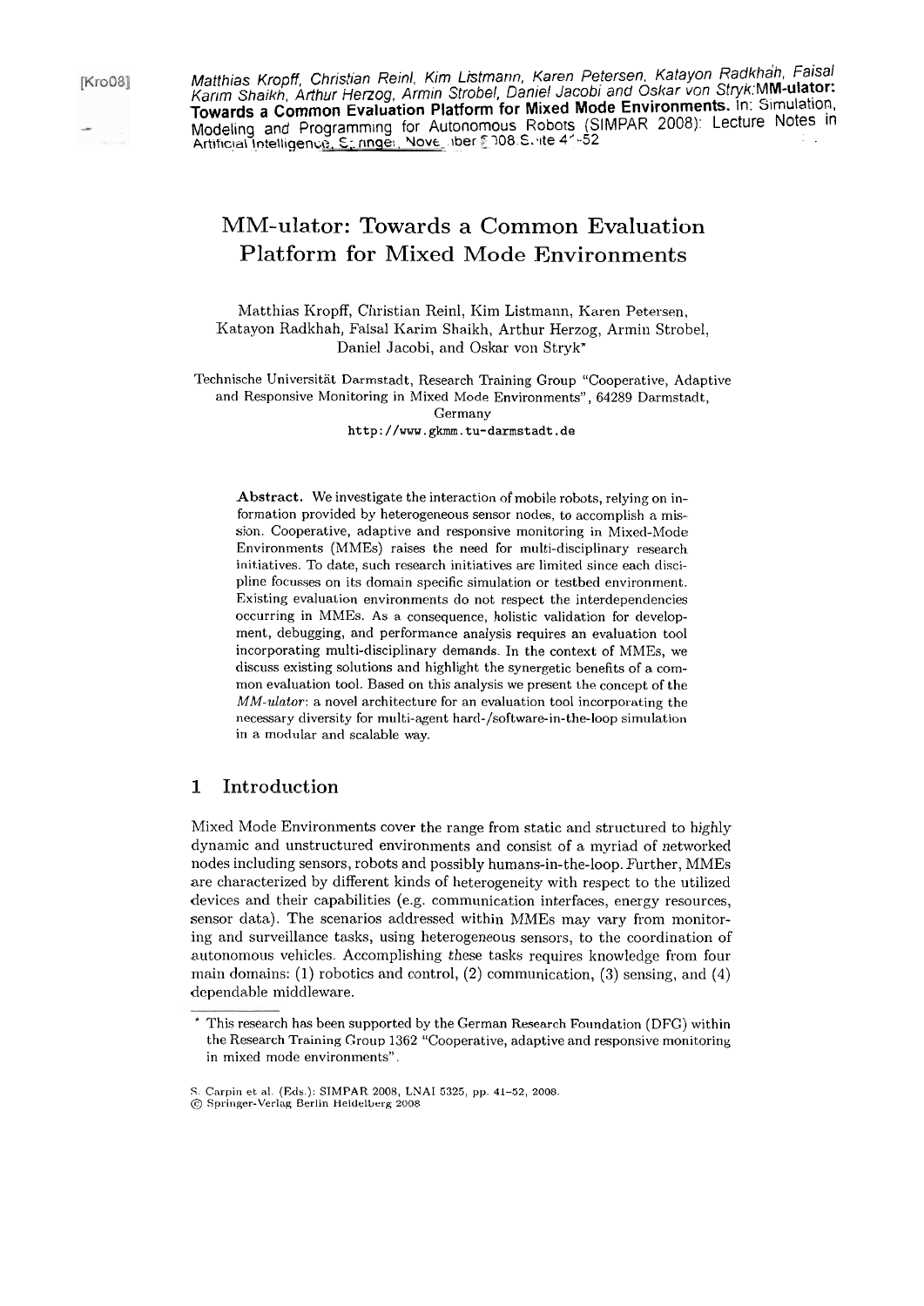[Kro08]

*Matthias Kropff, Christian Reinl, Kim Listmann, Karen Petersen, Katayon Radkhah, Faisal Karim Shaikh, Arthur Herzog, Armin Strobel, Daniel Jacobi and Oskar von Stryk:* **MM-ulator: Towards a Common Evaluation Platform for Mixed Mode Environments.** In: Simulation, Modeling and Programming for Autonomous Robots (SIMPAR 2008): Lecture Notes in Artificial Intelligence, Springer, November 2008 Seite 41-52

# MM-ulator: Towards a Common Evaluation Platform for Mixed Mode Environments

Matthias Kropff, Christian Reinl, Kim Listmann, Karen Petersen, Katayon Radkhah, Faisal Karim Shaikh, Arthur Herzog, Armin Strobel, Daniel Jacobi, and Oskar von Stryk*

Technische Universität Darmstadt, Research Training Group "Cooperative, Adaptive and Responsive Monitoring in Mixed Mode Environments", 64289 Darmstadt, Germany
http://www.gkmm.tu-darmstadt.de

**Abstract.** We investigate the interaction of mobile robots, relying on information provided by heterogeneous sensor nodes, to accomplish a mission. Cooperative, adaptive and responsive monitoring in Mixed-Mode Environments (MMEs) raises the need for multi-disciplinary research initiatives. To date, such research initiatives are limited since each discipline focusses on its domain specific simulation or testbed environment. Existing evaluation environments do not respect the interdependencies occurring in MMEs. As a consequence, holistic validation for development, debugging, and performance analysis requires an evaluation tool incorporating multi-disciplinary demands. In the context of MMEs, we discuss existing solutions and highlight the synergetic benefits of a common evaluation tool. Based on this analysis we present the concept of the *MM-ulator*: a novel architecture for an evaluation tool incorporating the necessary diversity for multi-agent hard-/software-in-the-loop simulation in a modular and scalable way.

## 1 Introduction

Mixed Mode Environments cover the range from static and structured to highly dynamic and unstructured environments and consist of a myriad of networked nodes including sensors, robots and possibly humans-in-the-loop. Further, MMEs are characterized by different kinds of heterogeneity with respect to the utilized devices and their capabilities (e.g. communication interfaces, energy resources, sensor data). The scenarios addressed within MMEs may vary from monitoring and surveillance tasks, using heterogeneous sensors, to the coordination of autonomous vehicles. Accomplishing these tasks requires knowledge from four main domains: (1) robotics and control, (2) communication, (3) sensing, and (4) dependable middleware.

* This research has been supported by the German Research Foundation (DFG) within the Research Training Group 1362 "Cooperative, adaptive and responsive monitoring in mixed mode environments".

S. Carpin et al. (Eds.): SIMPAR 2008, LNAI 5325, pp. 41–52, 2008.
© Springer-Verlag Berlin Heidelberg 2008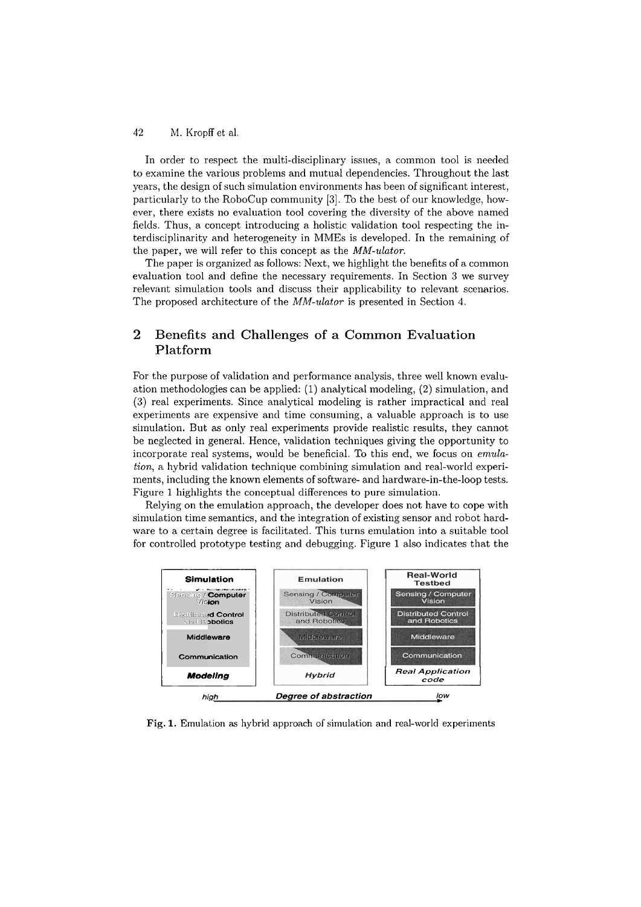In order to respect the multi-disciplinary issues, a common tool is needed to examine the various problems and mutual dependencies. Throughout the last years, the design of such simulation environments has been of significant interest, particularly to the RoboCup community [3]. To the best of our knowledge, however, there exists no evaluation tool covering the diversity of the above named fields. Thus, a concept introducing a holistic validation tool respecting the interdisciplinarity and heterogeneity in MMEs is developed. In the remaining of the paper, we will refer to this concept as the *MM-ulator*.

The paper is organized as follows: Next, we highlight the benefits of a common evaluation tool and define the necessary requirements. In Section 3 we survey relevant simulation tools and discuss their applicability to relevant scenarios. The proposed architecture of the *MM-ulator* is presented in Section 4.

## 2 Benefits and Challenges of a Common Evaluation Platform

For the purpose of validation and performance analysis, three well known evaluation methodologies can be applied: (1) analytical modeling, (2) simulation, and (3) real experiments. Since analytical modeling is rather impractical and real experiments are expensive and time consuming, a valuable approach is to use simulation. But as only real experiments provide realistic results, they cannot be neglected in general. Hence, validation techniques giving the opportunity to incorporate real systems, would be beneficial. To this end, we focus on *emulation*, a hybrid validation technique combining simulation and real-world experiments, including the known elements of software- and hardware-in-the-loop tests. Figure 1 highlights the conceptual differences to pure simulation.

Relying on the emulation approach, the developer does not have to cope with simulation time semantics, and the integration of existing sensor and robot hardware to a certain degree is facilitated. This turns emulation into a suitable tool for controlled prototype testing and debugging. Figure 1 also indicates that the

| Simulation | Emulation | Real-World Testbed |
|---|---|---|
| Sensing / Computer Vision | Sensing / Computer Vision | Sensing / Computer Vision |
| Distributed Control and Robotics | Distributed Control and Robotics | Distributed Control and Robotics |
| Middleware | Middleware | Middleware |
| Communication | Communication | Communication |
| *Modeling* | *Hybrid* | *Real Application code* |

*high* — **Degree of abstraction** — *low*

**Fig. 1.** Emulation as hybrid approach of simulation and real-world experiments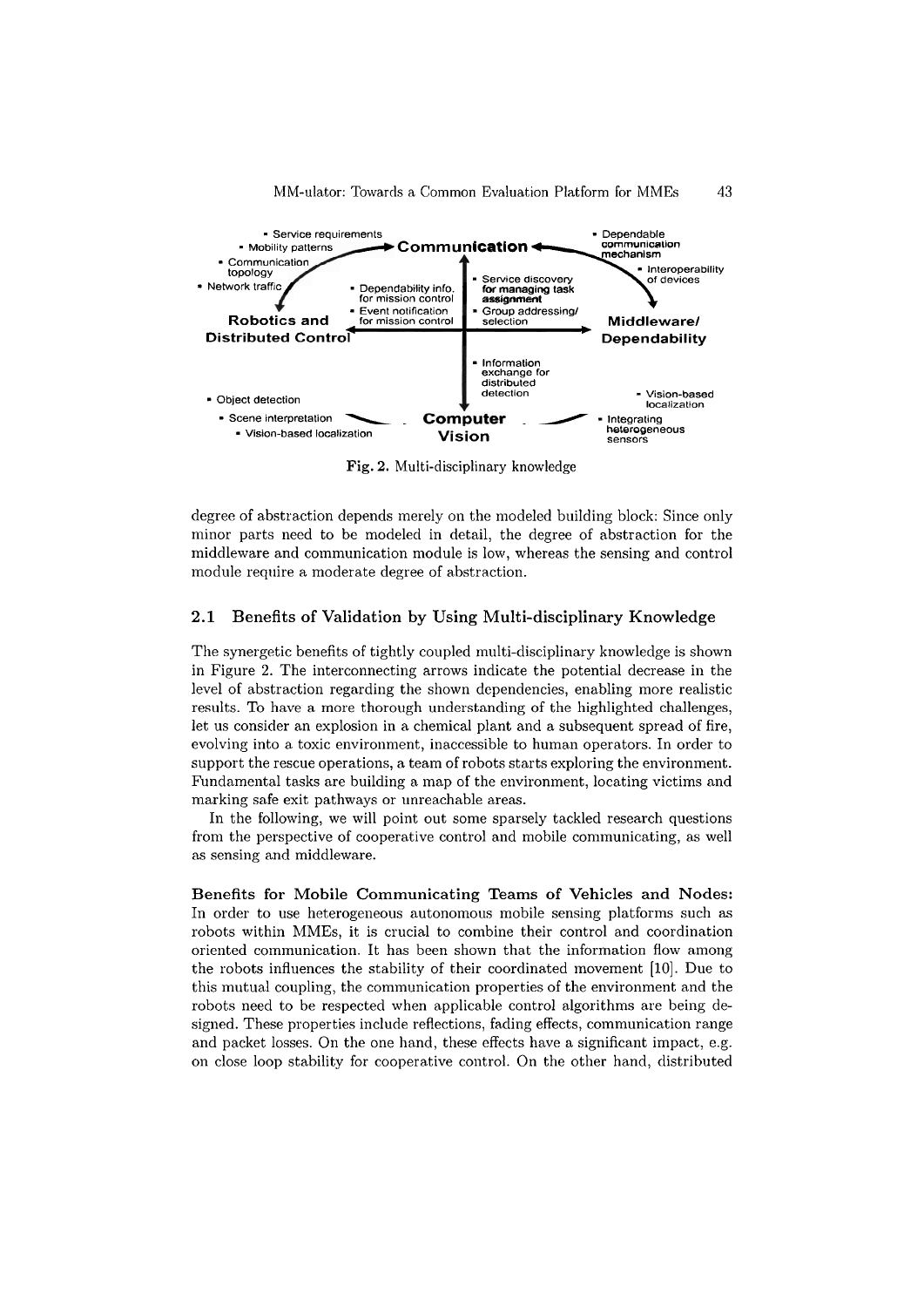• Service requirements
• Mobility patterns
• Communication topology
• Network traffic
Communication
• Dependable communication mechanism
• Interoperability of devices
• Dependability info. for mission control
• Event notification for mission control
• Service discovery for managing task assignment
• Group addressing/ selection
Robotics and Distributed Control
Middleware/ Dependability
• Information exchange for distributed detection
• Object detection
• Scene interpretation
• Vision-based localization
Computer Vision
• Vision-based localization
• Integrating heterogeneous sensors

**Fig. 2.** Multi-disciplinary knowledge

degree of abstraction depends merely on the modeled building block: Since only minor parts need to be modeled in detail, the degree of abstraction for the middleware and communication module is low, whereas the sensing and control module require a moderate degree of abstraction.

### 2.1 Benefits of Validation by Using Multi-disciplinary Knowledge

The synergetic benefits of tightly coupled multi-disciplinary knowledge is shown in Figure 2. The interconnecting arrows indicate the potential decrease in the level of abstraction regarding the shown dependencies, enabling more realistic results. To have a more thorough understanding of the highlighted challenges, let us consider an explosion in a chemical plant and a subsequent spread of fire, evolving into a toxic environment, inaccessible to human operators. In order to support the rescue operations, a team of robots starts exploring the environment. Fundamental tasks are building a map of the environment, locating victims and marking safe exit pathways or unreachable areas.

In the following, we will point out some sparsely tackled research questions from the perspective of cooperative control and mobile communicating, as well as sensing and middleware.

**Benefits for Mobile Communicating Teams of Vehicles and Nodes:** In order to use heterogeneous autonomous mobile sensing platforms such as robots within MMEs, it is crucial to combine their control and coordination oriented communication. It has been shown that the information flow among the robots influences the stability of their coordinated movement [10]. Due to this mutual coupling, the communication properties of the environment and the robots need to be respected when applicable control algorithms are being designed. These properties include reflections, fading effects, communication range and packet losses. On the one hand, these effects have a significant impact, e.g. on close loop stability for cooperative control. On the other hand, distributed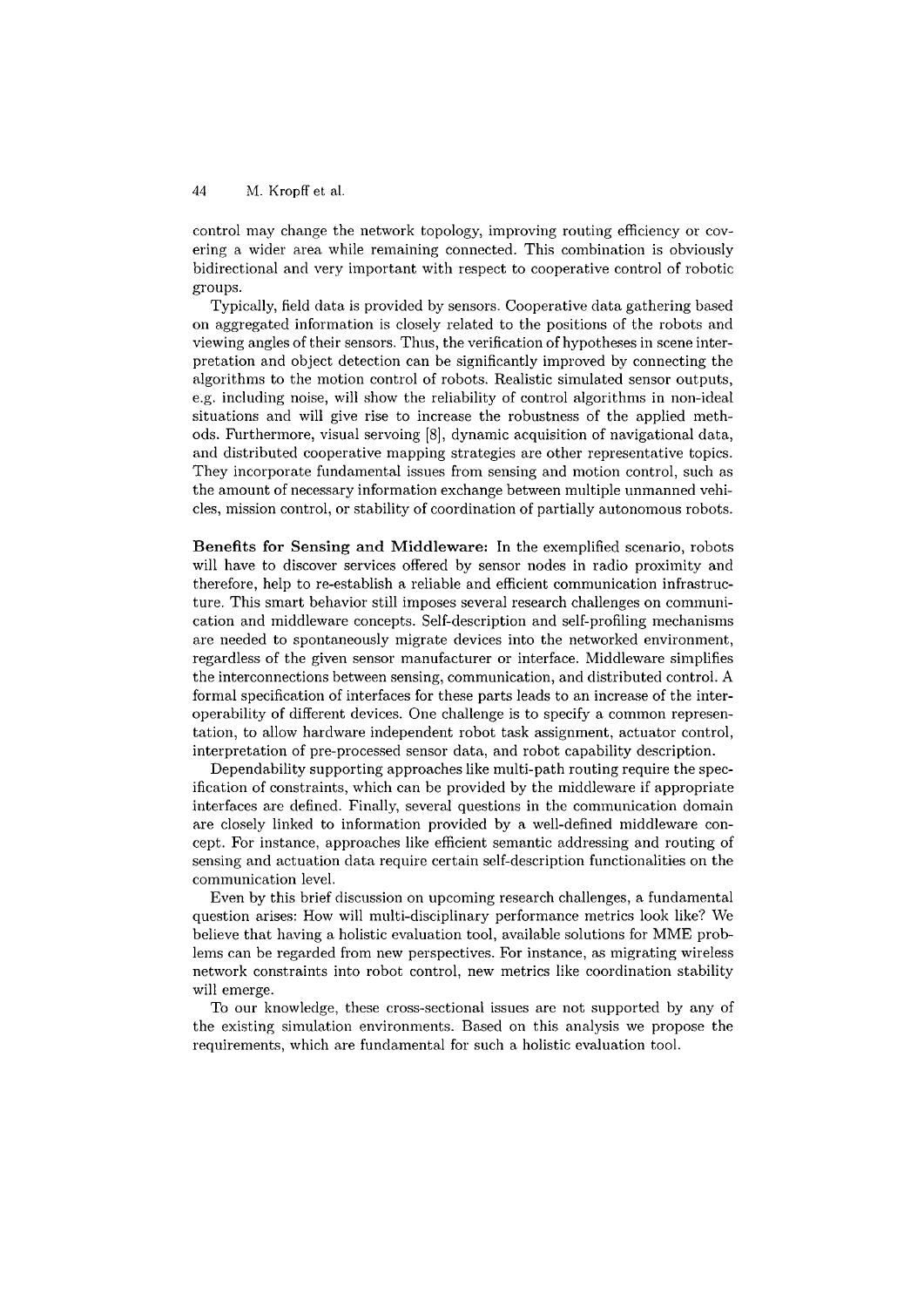control may change the network topology, improving routing efficiency or covering a wider area while remaining connected. This combination is obviously bidirectional and very important with respect to cooperative control of robotic groups.

Typically, field data is provided by sensors. Cooperative data gathering based on aggregated information is closely related to the positions of the robots and viewing angles of their sensors. Thus, the verification of hypotheses in scene interpretation and object detection can be significantly improved by connecting the algorithms to the motion control of robots. Realistic simulated sensor outputs, e.g. including noise, will show the reliability of control algorithms in non-ideal situations and will give rise to increase the robustness of the applied methods. Furthermore, visual servoing [8], dynamic acquisition of navigational data, and distributed cooperative mapping strategies are other representative topics. They incorporate fundamental issues from sensing and motion control, such as the amount of necessary information exchange between multiple unmanned vehicles, mission control, or stability of coordination of partially autonomous robots.

**Benefits for Sensing and Middleware:** In the exemplified scenario, robots will have to discover services offered by sensor nodes in radio proximity and therefore, help to re-establish a reliable and efficient communication infrastructure. This smart behavior still imposes several research challenges on communication and middleware concepts. Self-description and self-profiling mechanisms are needed to spontaneously migrate devices into the networked environment, regardless of the given sensor manufacturer or interface. Middleware simplifies the interconnections between sensing, communication, and distributed control. A formal specification of interfaces for these parts leads to an increase of the interoperability of different devices. One challenge is to specify a common representation, to allow hardware independent robot task assignment, actuator control, interpretation of pre-processed sensor data, and robot capability description.

Dependability supporting approaches like multi-path routing require the specification of constraints, which can be provided by the middleware if appropriate interfaces are defined. Finally, several questions in the communication domain are closely linked to information provided by a well-defined middleware concept. For instance, approaches like efficient semantic addressing and routing of sensing and actuation data require certain self-description functionalities on the communication level.

Even by this brief discussion on upcoming research challenges, a fundamental question arises: How will multi-disciplinary performance metrics look like? We believe that having a holistic evaluation tool, available solutions for MME problems can be regarded from new perspectives. For instance, as migrating wireless network constraints into robot control, new metrics like coordination stability will emerge.

To our knowledge, these cross-sectional issues are not supported by any of the existing simulation environments. Based on this analysis we propose the requirements, which are fundamental for such a holistic evaluation tool.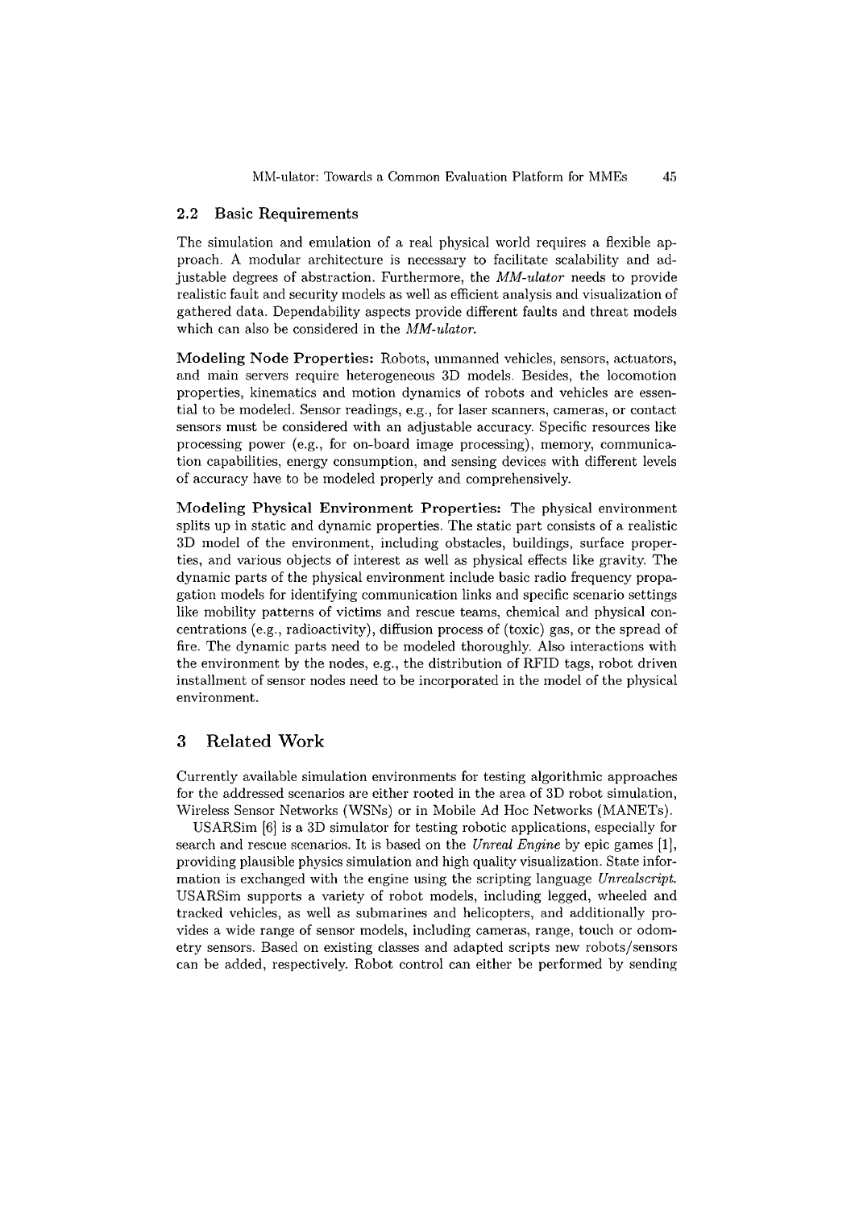### 2.2 Basic Requirements

The simulation and emulation of a real physical world requires a flexible approach. A modular architecture is necessary to facilitate scalability and adjustable degrees of abstraction. Furthermore, the *MM-ulator* needs to provide realistic fault and security models as well as efficient analysis and visualization of gathered data. Dependability aspects provide different faults and threat models which can also be considered in the *MM-ulator*.

**Modeling Node Properties:** Robots, unmanned vehicles, sensors, actuators, and main servers require heterogeneous 3D models. Besides, the locomotion properties, kinematics and motion dynamics of robots and vehicles are essential to be modeled. Sensor readings, e.g., for laser scanners, cameras, or contact sensors must be considered with an adjustable accuracy. Specific resources like processing power (e.g., for on-board image processing), memory, communication capabilities, energy consumption, and sensing devices with different levels of accuracy have to be modeled properly and comprehensively.

**Modeling Physical Environment Properties:** The physical environment splits up in static and dynamic properties. The static part consists of a realistic 3D model of the environment, including obstacles, buildings, surface properties, and various objects of interest as well as physical effects like gravity. The dynamic parts of the physical environment include basic radio frequency propagation models for identifying communication links and specific scenario settings like mobility patterns of victims and rescue teams, chemical and physical concentrations (e.g., radioactivity), diffusion process of (toxic) gas, or the spread of fire. The dynamic parts need to be modeled thoroughly. Also interactions with the environment by the nodes, e.g., the distribution of RFID tags, robot driven installment of sensor nodes need to be incorporated in the model of the physical environment.

## 3 Related Work

Currently available simulation environments for testing algorithmic approaches for the addressed scenarios are either rooted in the area of 3D robot simulation, Wireless Sensor Networks (WSNs) or in Mobile Ad Hoc Networks (MANETs).

USARSim [6] is a 3D simulator for testing robotic applications, especially for search and rescue scenarios. It is based on the *Unreal Engine* by epic games [1], providing plausible physics simulation and high quality visualization. State information is exchanged with the engine using the scripting language *Unrealscript*. USARSim supports a variety of robot models, including legged, wheeled and tracked vehicles, as well as submarines and helicopters, and additionally provides a wide range of sensor models, including cameras, range, touch or odometry sensors. Based on existing classes and adapted scripts new robots/sensors can be added, respectively. Robot control can either be performed by sending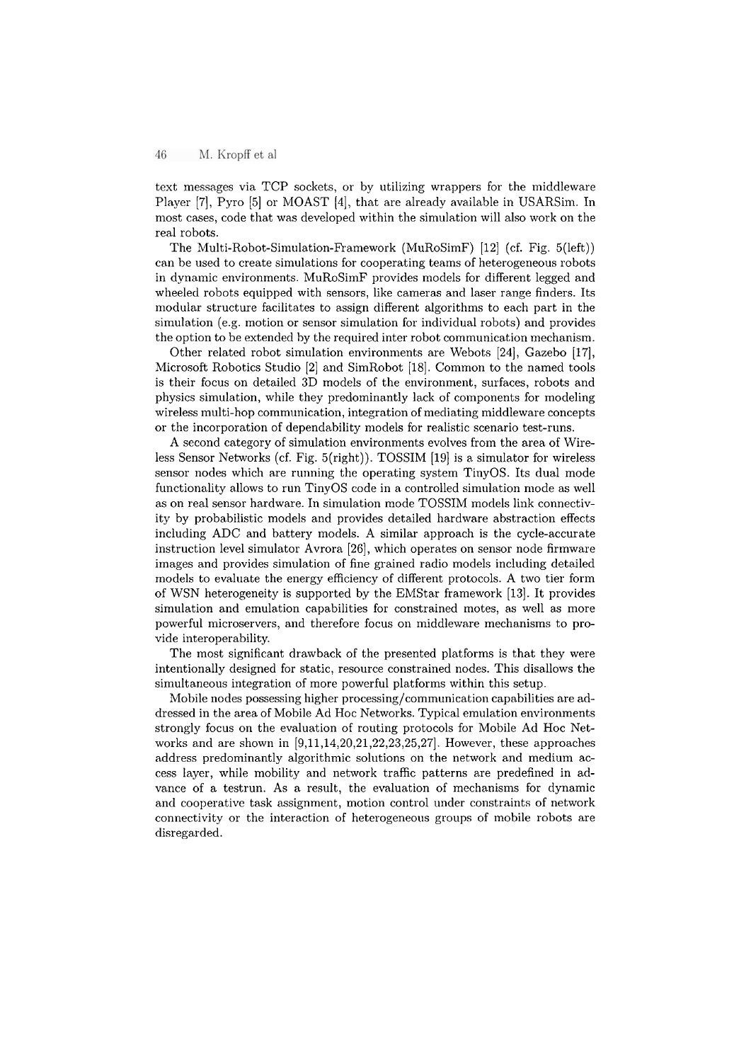text messages via TCP sockets, or by utilizing wrappers for the middleware Player [7], Pyro [5] or MOAST [4], that are already available in USARSim. In most cases, code that was developed within the simulation will also work on the real robots.

The Multi-Robot-Simulation-Framework (MuRoSimF) [12] (cf. Fig. 5(left)) can be used to create simulations for cooperating teams of heterogeneous robots in dynamic environments. MuRoSimF provides models for different legged and wheeled robots equipped with sensors, like cameras and laser range finders. Its modular structure facilitates to assign different algorithms to each part in the simulation (e.g. motion or sensor simulation for individual robots) and provides the option to be extended by the required inter robot communication mechanism.

Other related robot simulation environments are Webots [24], Gazebo [17], Microsoft Robotics Studio [2] and SimRobot [18]. Common to the named tools is their focus on detailed 3D models of the environment, surfaces, robots and physics simulation, while they predominantly lack of components for modeling wireless multi-hop communication, integration of mediating middleware concepts or the incorporation of dependability models for realistic scenario test-runs.

A second category of simulation environments evolves from the area of Wireless Sensor Networks (cf. Fig. 5(right)). TOSSIM [19] is a simulator for wireless sensor nodes which are running the operating system TinyOS. Its dual mode functionality allows to run TinyOS code in a controlled simulation mode as well as on real sensor hardware. In simulation mode TOSSIM models link connectivity by probabilistic models and provides detailed hardware abstraction effects including ADC and battery models. A similar approach is the cycle-accurate instruction level simulator Avrora [26], which operates on sensor node firmware images and provides simulation of fine grained radio models including detailed models to evaluate the energy efficiency of different protocols. A two tier form of WSN heterogeneity is supported by the EMStar framework [13]. It provides simulation and emulation capabilities for constrained motes, as well as more powerful microservers, and therefore focus on middleware mechanisms to provide interoperability.

The most significant drawback of the presented platforms is that they were intentionally designed for static, resource constrained nodes. This disallows the simultaneous integration of more powerful platforms within this setup.

Mobile nodes possessing higher processing/communication capabilities are addressed in the area of Mobile Ad Hoc Networks. Typical emulation environments strongly focus on the evaluation of routing protocols for Mobile Ad Hoc Networks and are shown in [9,11,14,20,21,22,23,25,27]. However, these approaches address predominantly algorithmic solutions on the network and medium access layer, while mobility and network traffic patterns are predefined in advance of a testrun. As a result, the evaluation of mechanisms for dynamic and cooperative task assignment, motion control under constraints of network connectivity or the interaction of heterogeneous groups of mobile robots are disregarded.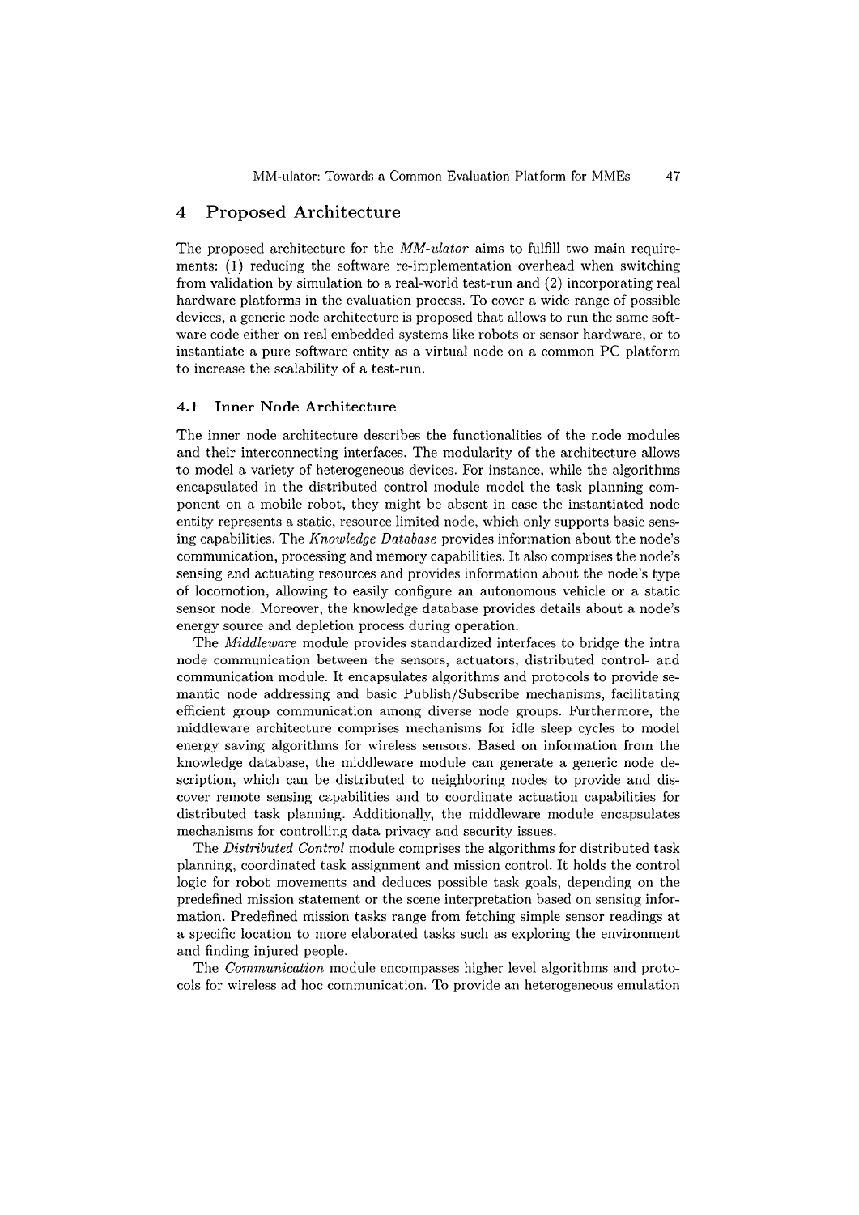## 4 Proposed Architecture

The proposed architecture for the *MM-ulator* aims to fulfill two main requirements: (1) reducing the software re-implementation overhead when switching from validation by simulation to a real-world test-run and (2) incorporating real hardware platforms in the evaluation process. To cover a wide range of possible devices, a generic node architecture is proposed that allows to run the same software code either on real embedded systems like robots or sensor hardware, or to instantiate a pure software entity as a virtual node on a common PC platform to increase the scalability of a test-run.

### 4.1 Inner Node Architecture

The inner node architecture describes the functionalities of the node modules and their interconnecting interfaces. The modularity of the architecture allows to model a variety of heterogeneous devices. For instance, while the algorithms encapsulated in the distributed control module model the task planning component on a mobile robot, they might be absent in case the instantiated node entity represents a static, resource limited node, which only supports basic sensing capabilities. The *Knowledge Database* provides information about the node's communication, processing and memory capabilities. It also comprises the node's sensing and actuating resources and provides information about the node's type of locomotion, allowing to easily configure an autonomous vehicle or a static sensor node. Moreover, the knowledge database provides details about a node's energy source and depletion process during operation.

The *Middleware* module provides standardized interfaces to bridge the intra node communication between the sensors, actuators, distributed control- and communication module. It encapsulates algorithms and protocols to provide semantic node addressing and basic Publish/Subscribe mechanisms, facilitating efficient group communication among diverse node groups. Furthermore, the middleware architecture comprises mechanisms for idle sleep cycles to model energy saving algorithms for wireless sensors. Based on information from the knowledge database, the middleware module can generate a generic node description, which can be distributed to neighboring nodes to provide and discover remote sensing capabilities and to coordinate actuation capabilities for distributed task planning. Additionally, the middleware module encapsulates mechanisms for controlling data privacy and security issues.

The *Distributed Control* module comprises the algorithms for distributed task planning, coordinated task assignment and mission control. It holds the control logic for robot movements and deduces possible task goals, depending on the predefined mission statement or the scene interpretation based on sensing information. Predefined mission tasks range from fetching simple sensor readings at a specific location to more elaborated tasks such as exploring the environment and finding injured people.

The *Communication* module encompasses higher level algorithms and protocols for wireless ad hoc communication. To provide an heterogeneous emulation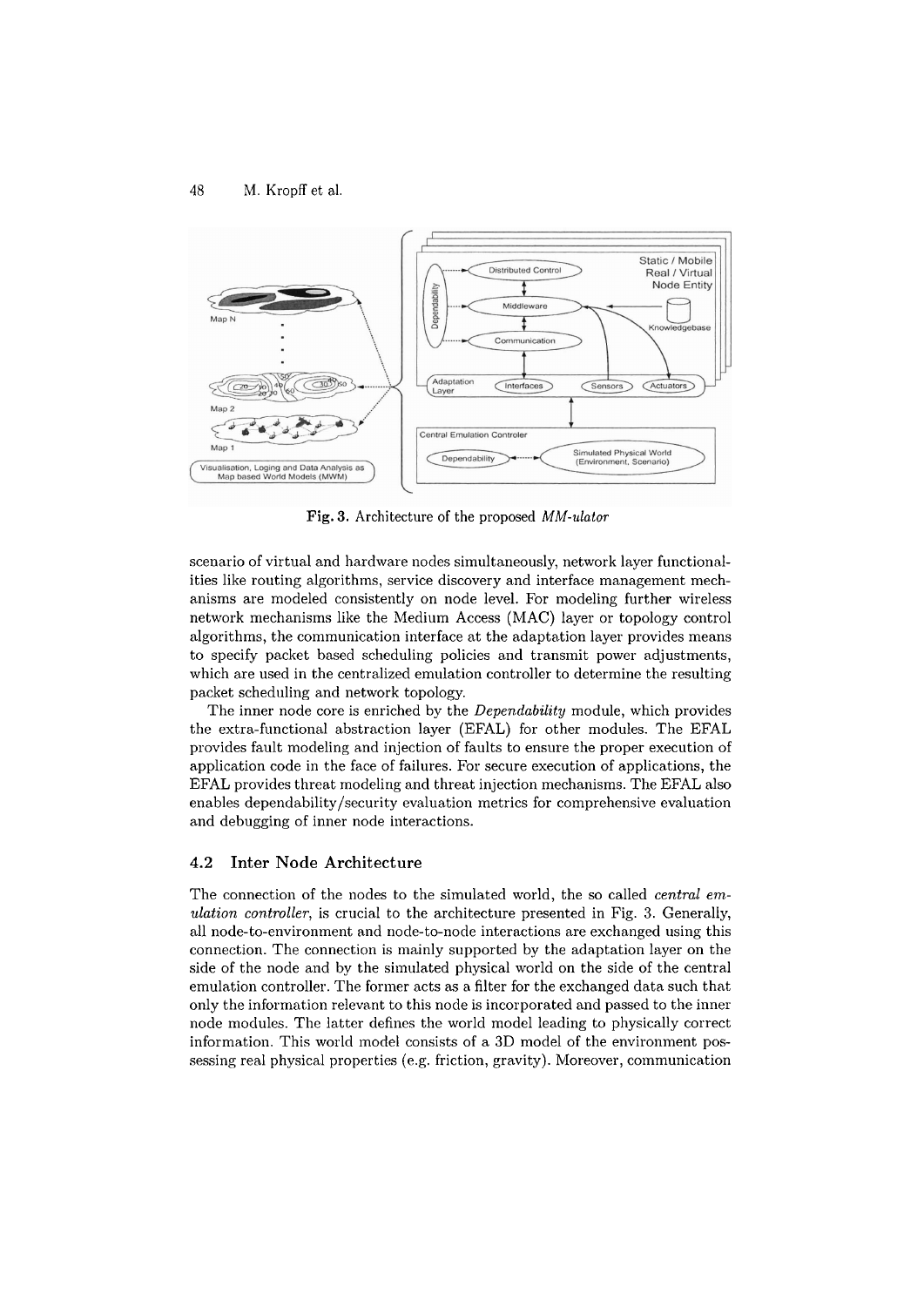Fig. 3. Architecture of the proposed *MM-ulator*

scenario of virtual and hardware nodes simultaneously, network layer functionalities like routing algorithms, service discovery and interface management mechanisms are modeled consistently on node level. For modeling further wireless network mechanisms like the Medium Access (MAC) layer or topology control algorithms, the communication interface at the adaptation layer provides means to specify packet based scheduling policies and transmit power adjustments, which are used in the centralized emulation controller to determine the resulting packet scheduling and network topology.

The inner node core is enriched by the *Dependability* module, which provides the extra-functional abstraction layer (EFAL) for other modules. The EFAL provides fault modeling and injection of faults to ensure the proper execution of application code in the face of failures. For secure execution of applications, the EFAL provides threat modeling and threat injection mechanisms. The EFAL also enables dependability/security evaluation metrics for comprehensive evaluation and debugging of inner node interactions.

### 4.2 Inter Node Architecture

The connection of the nodes to the simulated world, the so called *central emulation controller*, is crucial to the architecture presented in Fig. 3. Generally, all node-to-environment and node-to-node interactions are exchanged using this connection. The connection is mainly supported by the adaptation layer on the side of the node and by the simulated physical world on the side of the central emulation controller. The former acts as a filter for the exchanged data such that only the information relevant to this node is incorporated and passed to the inner node modules. The latter defines the world model leading to physically correct information. This world model consists of a 3D model of the environment possessing real physical properties (e.g. friction, gravity). Moreover, communication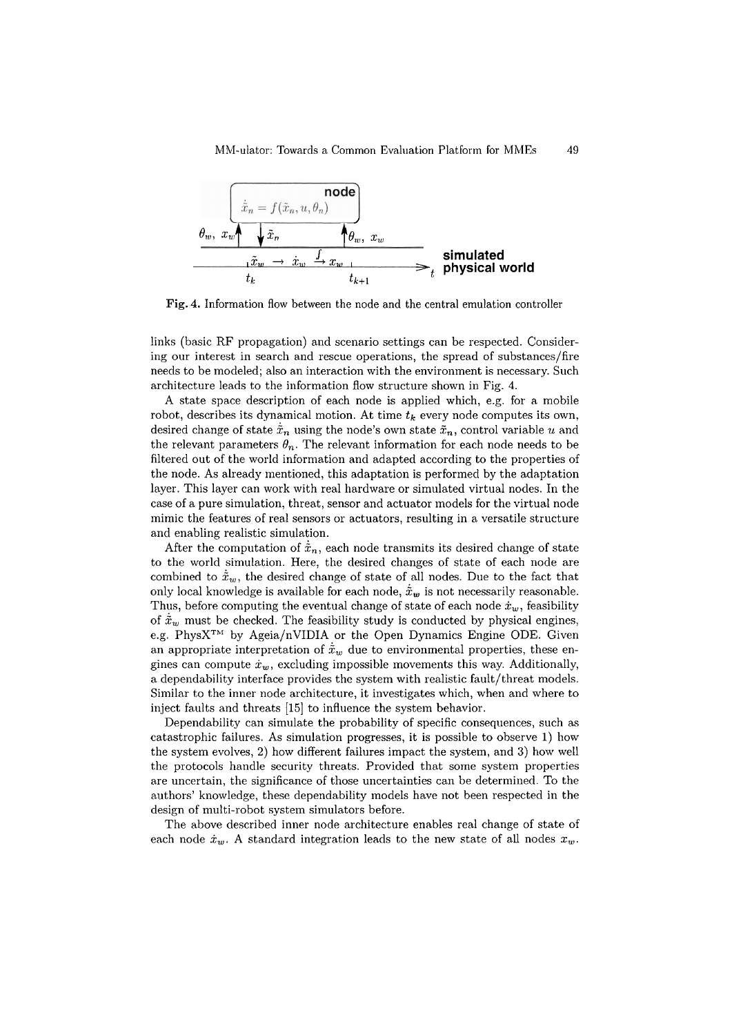node

$\dot{\tilde{x}}_n = f(\tilde{x}_n, u, \theta_n)$

$\theta_w,\ x_w$ $\dot{\tilde{x}}_n$ $\theta_w,\ x_w$

$\dot{\tilde{x}}_w \rightarrow \dot{x}_w \xrightarrow{\int} x_w$

$t_k$ $t_{k+1}$ $t$

**simulated physical world**

**Fig. 4.** Information flow between the node and the central emulation controller

links (basic RF propagation) and scenario settings can be respected. Considering our interest in search and rescue operations, the spread of substances/fire needs to be modeled; also an interaction with the environment is necessary. Such architecture leads to the information flow structure shown in Fig. 4.

A state space description of each node is applied which, e.g. for a mobile robot, describes its dynamical motion. At time $t_k$ every node computes its own, desired change of state $\dot{\tilde{x}}_n$ using the node's own state $\tilde{x}_n$, control variable $u$ and the relevant parameters $\theta_n$. The relevant information for each node needs to be filtered out of the world information and adapted according to the properties of the node. As already mentioned, this adaptation is performed by the adaptation layer. This layer can work with real hardware or simulated virtual nodes. In the case of a pure simulation, threat, sensor and actuator models for the virtual node mimic the features of real sensors or actuators, resulting in a versatile structure and enabling realistic simulation.

After the computation of $\dot{\tilde{x}}_n$, each node transmits its desired change of state to the world simulation. Here, the desired changes of state of each node are combined to $\dot{\tilde{x}}_w$, the desired change of state of all nodes. Due to the fact that only local knowledge is available for each node, $\dot{\tilde{x}}_w$ is not necessarily reasonable. Thus, before computing the eventual change of state of each node $\dot{x}_w$, feasibility of $\dot{\tilde{x}}_w$ must be checked. The feasibility study is conducted by physical engines, e.g. PhysX™ by Ageia/nVIDIA or the Open Dynamics Engine ODE. Given an appropriate interpretation of $\dot{\tilde{x}}_w$ due to environmental properties, these engines can compute $\dot{x}_w$, excluding impossible movements this way. Additionally, a dependability interface provides the system with realistic fault/threat models. Similar to the inner node architecture, it investigates which, when and where to inject faults and threats [15] to influence the system behavior.

Dependability can simulate the probability of specific consequences, such as catastrophic failures. As simulation progresses, it is possible to observe 1) how the system evolves, 2) how different failures impact the system, and 3) how well the protocols handle security threats. Provided that some system properties are uncertain, the significance of those uncertainties can be determined. To the authors' knowledge, these dependability models have not been respected in the design of multi-robot system simulators before.

The above described inner node architecture enables real change of state of each node $\dot{x}_w$. A standard integration leads to the new state of all nodes $x_w$.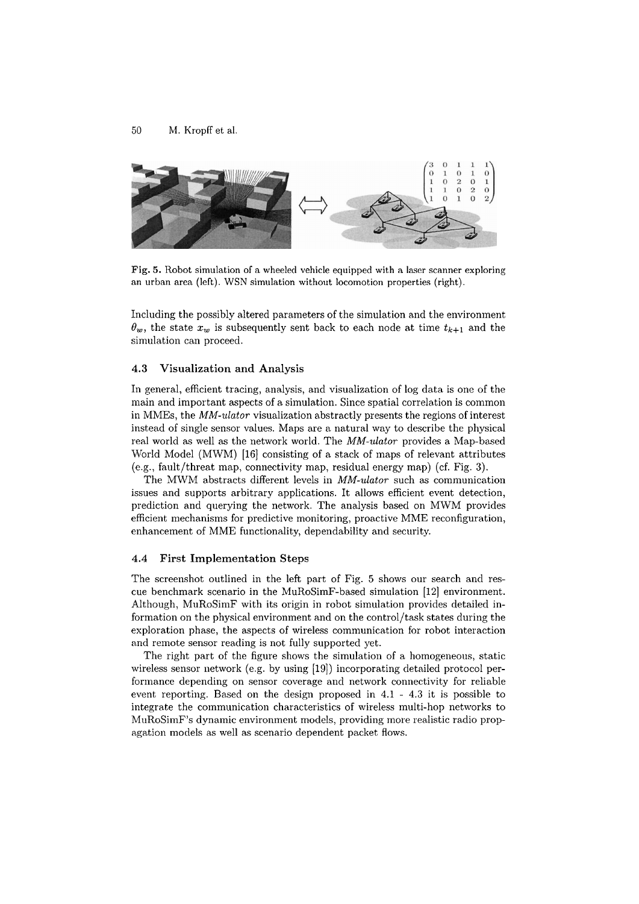Fig. 5. Robot simulation of a wheeled vehicle equipped with a laser scanner exploring an urban area (left). WSN simulation without locomotion properties (right).

Including the possibly altered parameters of the simulation and the environment $\theta_w$, the state $x_w$ is subsequently sent back to each node at time $t_{k+1}$ and the simulation can proceed.

### 4.3 Visualization and Analysis

In general, efficient tracing, analysis, and visualization of log data is one of the main and important aspects of a simulation. Since spatial correlation is common in MMEs, the *MM-ulator* visualization abstractly presents the regions of interest instead of single sensor values. Maps are a natural way to describe the physical real world as well as the network world. The *MM-ulator* provides a Map-based World Model (MWM) [16] consisting of a stack of maps of relevant attributes (e.g., fault/threat map, connectivity map, residual energy map) (cf. Fig. 3).

The MWM abstracts different levels in *MM-ulator* such as communication issues and supports arbitrary applications. It allows efficient event detection, prediction and querying the network. The analysis based on MWM provides efficient mechanisms for predictive monitoring, proactive MME reconfiguration, enhancement of MME functionality, dependability and security.

### 4.4 First Implementation Steps

The screenshot outlined in the left part of Fig. 5 shows our search and rescue benchmark scenario in the MuRoSimF-based simulation [12] environment. Although, MuRoSimF with its origin in robot simulation provides detailed information on the physical environment and on the control/task states during the exploration phase, the aspects of wireless communication for robot interaction and remote sensor reading is not fully supported yet.

The right part of the figure shows the simulation of a homogeneous, static wireless sensor network (e.g. by using [19]) incorporating detailed protocol performance depending on sensor coverage and network connectivity for reliable event reporting. Based on the design proposed in 4.1 - 4.3 it is possible to integrate the communication characteristics of wireless multi-hop networks to MuRoSimF's dynamic environment models, providing more realistic radio propagation models as well as scenario dependent packet flows.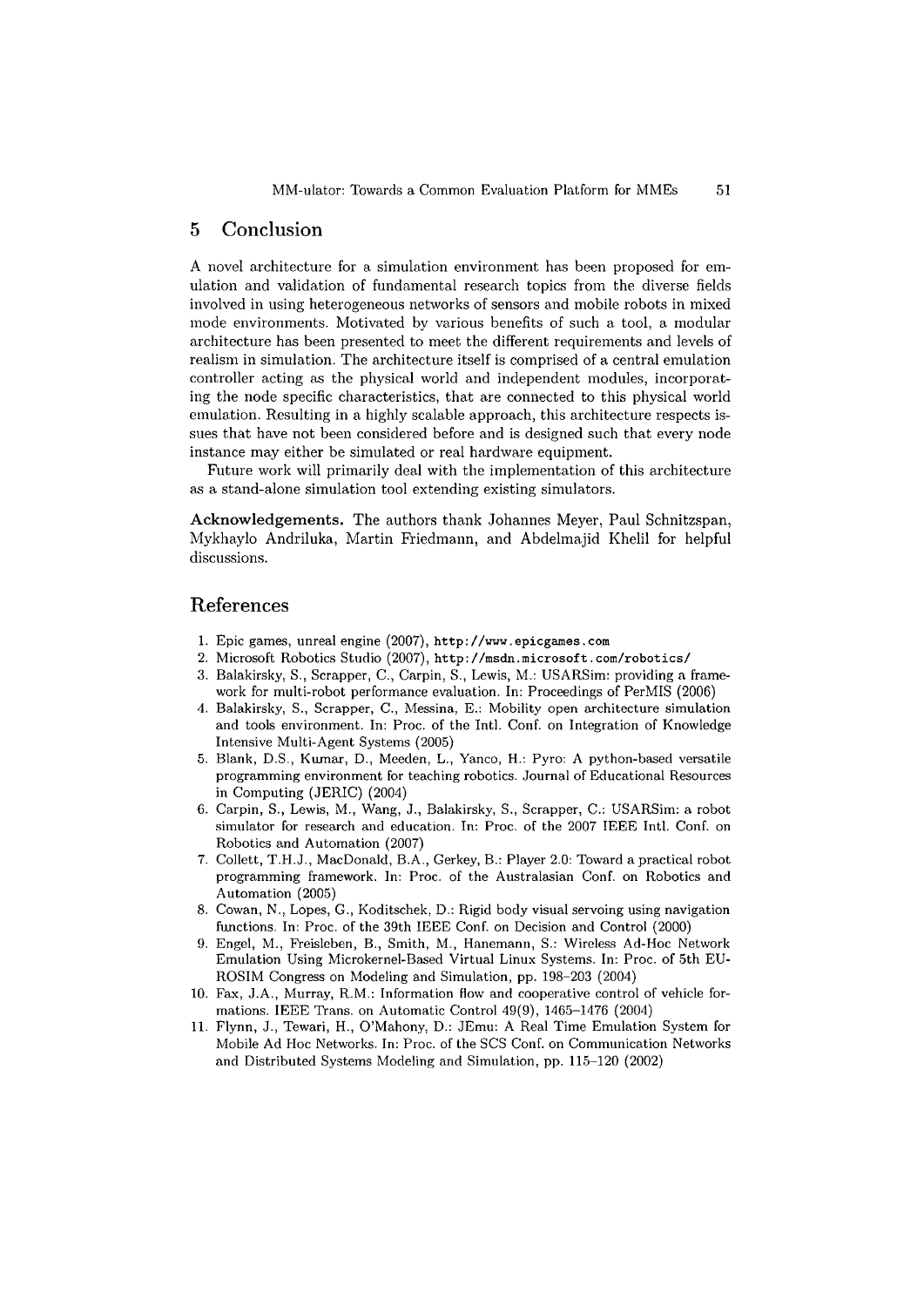## 5 Conclusion

A novel architecture for a simulation environment has been proposed for emulation and validation of fundamental research topics from the diverse fields involved in using heterogeneous networks of sensors and mobile robots in mixed mode environments. Motivated by various benefits of such a tool, a modular architecture has been presented to meet the different requirements and levels of realism in simulation. The architecture itself is comprised of a central emulation controller acting as the physical world and independent modules, incorporating the node specific characteristics, that are connected to this physical world emulation. Resulting in a highly scalable approach, this architecture respects issues that have not been considered before and is designed such that every node instance may either be simulated or real hardware equipment.

Future work will primarily deal with the implementation of this architecture as a stand-alone simulation tool extending existing simulators.

**Acknowledgements.** The authors thank Johannes Meyer, Paul Schnitzspan, Mykhaylo Andriluka, Martin Friedmann, and Abdelmajid Khelil for helpful discussions.

## References

1. Epic games, unreal engine (2007), http://www.epicgames.com
2. Microsoft Robotics Studio (2007), http://msdn.microsoft.com/robotics/
3. Balakirsky, S., Scrapper, C., Carpin, S., Lewis, M.: USARSim: providing a framework for multi-robot performance evaluation. In: Proceedings of PerMIS (2006)
4. Balakirsky, S., Scrapper, C., Messina, E.: Mobility open architecture simulation and tools environment. In: Proc. of the Intl. Conf. on Integration of Knowledge Intensive Multi-Agent Systems (2005)
5. Blank, D.S., Kumar, D., Meeden, L., Yanco, H.: Pyro: A python-based versatile programming environment for teaching robotics. Journal of Educational Resources in Computing (JERIC) (2004)
6. Carpin, S., Lewis, M., Wang, J., Balakirsky, S., Scrapper, C.: USARSim: a robot simulator for research and education. In: Proc. of the 2007 IEEE Intl. Conf. on Robotics and Automation (2007)
7. Collett, T.H.J., MacDonald, B.A., Gerkey, B.: Player 2.0: Toward a practical robot programming framework. In: Proc. of the Australasian Conf. on Robotics and Automation (2005)
8. Cowan, N., Lopes, G., Koditschek, D.: Rigid body visual servoing using navigation functions. In: Proc. of the 39th IEEE Conf. on Decision and Control (2000)
9. Engel, M., Freisleben, B., Smith, M., Hanemann, S.: Wireless Ad-Hoc Network Emulation Using Microkernel-Based Virtual Linux Systems. In: Proc. of 5th EUROSIM Congress on Modeling and Simulation, pp. 198–203 (2004)
10. Fax, J.A., Murray, R.M.: Information flow and cooperative control of vehicle formations. IEEE Trans. on Automatic Control 49(9), 1465–1476 (2004)
11. Flynn, J., Tewari, H., O'Mahony, D.: JEmu: A Real Time Emulation System for Mobile Ad Hoc Networks. In: Proc. of the SCS Conf. on Communication Networks and Distributed Systems Modeling and Simulation, pp. 115–120 (2002)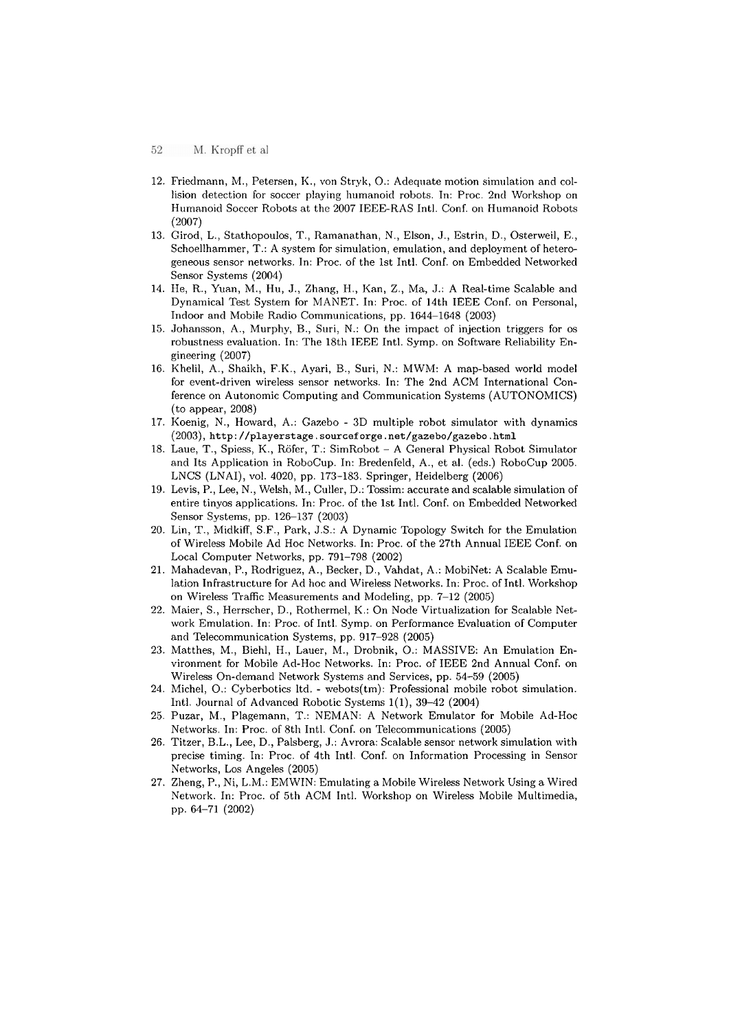12. Friedmann, M., Petersen, K., von Stryk, O.: Adequate motion simulation and collision detection for soccer playing humanoid robots. In: Proc. 2nd Workshop on Humanoid Soccer Robots at the 2007 IEEE-RAS Intl. Conf. on Humanoid Robots (2007)
13. Girod, L., Stathopoulos, T., Ramanathan, N., Elson, J., Estrin, D., Osterweil, E., Schoellhammer, T.: A system for simulation, emulation, and deployment of heterogeneous sensor networks. In: Proc. of the 1st Intl. Conf. on Embedded Networked Sensor Systems (2004)
14. He, R., Yuan, M., Hu, J., Zhang, H., Kan, Z., Ma, J.: A Real-time Scalable and Dynamical Test System for MANET. In: Proc. of 14th IEEE Conf. on Personal, Indoor and Mobile Radio Communications, pp. 1644–1648 (2003)
15. Johansson, A., Murphy, B., Suri, N.: On the impact of injection triggers for os robustness evaluation. In: The 18th IEEE Intl. Symp. on Software Reliability Engineering (2007)
16. Khelil, A., Shaikh, F.K., Ayari, B., Suri, N.: MWM: A map-based world model for event-driven wireless sensor networks. In: The 2nd ACM International Conference on Autonomic Computing and Communication Systems (AUTONOMICS) (to appear, 2008)
17. Koenig, N., Howard, A.: Gazebo - 3D multiple robot simulator with dynamics (2003), `http://playerstage.sourceforge.net/gazebo/gazebo.html`
18. Laue, T., Spiess, K., Röfer, T.: SimRobot – A General Physical Robot Simulator and Its Application in RoboCup. In: Bredenfeld, A., et al. (eds.) RoboCup 2005. LNCS (LNAI), vol. 4020, pp. 173–183. Springer, Heidelberg (2006)
19. Levis, P., Lee, N., Welsh, M., Culler, D.: Tossim: accurate and scalable simulation of entire tinyos applications. In: Proc. of the 1st Intl. Conf. on Embedded Networked Sensor Systems, pp. 126–137 (2003)
20. Lin, T., Midkiff, S.F., Park, J.S.: A Dynamic Topology Switch for the Emulation of Wireless Mobile Ad Hoc Networks. In: Proc. of the 27th Annual IEEE Conf. on Local Computer Networks, pp. 791–798 (2002)
21. Mahadevan, P., Rodriguez, A., Becker, D., Vahdat, A.: MobiNet: A Scalable Emulation Infrastructure for Ad hoc and Wireless Networks. In: Proc. of Intl. Workshop on Wireless Traffic Measurements and Modeling, pp. 7–12 (2005)
22. Maier, S., Herrscher, D., Rothermel, K.: On Node Virtualization for Scalable Network Emulation. In: Proc. of Intl. Symp. on Performance Evaluation of Computer and Telecommunication Systems, pp. 917–928 (2005)
23. Matthes, M., Biehl, H., Lauer, M., Drobnik, O.: MASSIVE: An Emulation Environment for Mobile Ad-Hoc Networks. In: Proc. of IEEE 2nd Annual Conf. on Wireless On-demand Network Systems and Services, pp. 54–59 (2005)
24. Michel, O.: Cyberbotics ltd. - webots(tm): Professional mobile robot simulation. Intl. Journal of Advanced Robotic Systems 1(1), 39–42 (2004)
25. Puzar, M., Plagemann, T.: NEMAN: A Network Emulator for Mobile Ad-Hoc Networks. In: Proc. of 8th Intl. Conf. on Telecommunications (2005)
26. Titzer, B.L., Lee, D., Palsberg, J.: Avrora: Scalable sensor network simulation with precise timing. In: Proc. of 4th Intl. Conf. on Information Processing in Sensor Networks, Los Angeles (2005)
27. Zheng, P., Ni, L.M.: EMWIN: Emulating a Mobile Wireless Network Using a Wired Network. In: Proc. of 5th ACM Intl. Workshop on Wireless Mobile Multimedia, pp. 64–71 (2002)